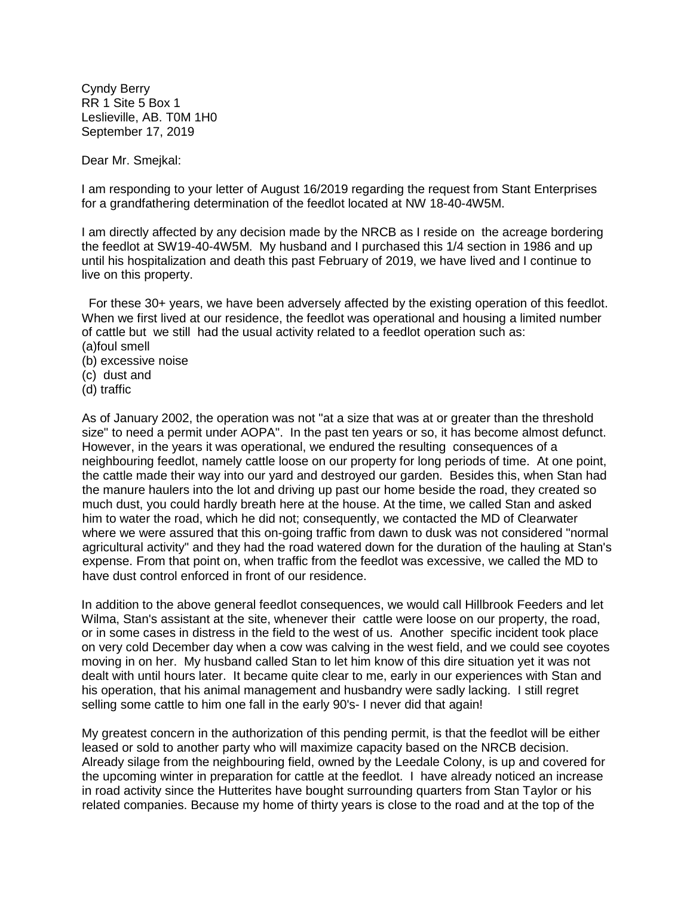Cyndy Berry
RR 1 Site 5 Box 1
Leslieville, AB. T0M 1H0
September 17, 2019

Dear Mr. Smejkal:

I am responding to your letter of August 16/2019 regarding the request from Stant Enterprises for a grandfathering determination of the feedlot located at NW 18-40-4W5M.

I am directly affected by any decision made by the NRCB as I reside on the acreage bordering the feedlot at SW19-40-4W5M. My husband and I purchased this 1/4 section in 1986 and up until his hospitalization and death this past February of 2019, we have lived and I continue to live on this property.

For these 30+ years, we have been adversely affected by the existing operation of this feedlot. When we first lived at our residence, the feedlot was operational and housing a limited number of cattle but we still had the usual activity related to a feedlot operation such as:
(a)foul smell
(b) excessive noise
(c) dust and
(d) traffic

As of January 2002, the operation was not "at a size that was at or greater than the threshold size" to need a permit under AOPA". In the past ten years or so, it has become almost defunct. However, in the years it was operational, we endured the resulting consequences of a neighbouring feedlot, namely cattle loose on our property for long periods of time. At one point, the cattle made their way into our yard and destroyed our garden. Besides this, when Stan had the manure haulers into the lot and driving up past our home beside the road, they created so much dust, you could hardly breath here at the house. At the time, we called Stan and asked him to water the road, which he did not; consequently, we contacted the MD of Clearwater where we were assured that this on-going traffic from dawn to dusk was not considered "normal agricultural activity" and they had the road watered down for the duration of the hauling at Stan's expense. From that point on, when traffic from the feedlot was excessive, we called the MD to have dust control enforced in front of our residence.

In addition to the above general feedlot consequences, we would call Hillbrook Feeders and let Wilma, Stan's assistant at the site, whenever their cattle were loose on our property, the road, or in some cases in distress in the field to the west of us. Another specific incident took place on very cold December day when a cow was calving in the west field, and we could see coyotes moving in on her. My husband called Stan to let him know of this dire situation yet it was not dealt with until hours later. It became quite clear to me, early in our experiences with Stan and his operation, that his animal management and husbandry were sadly lacking. I still regret selling some cattle to him one fall in the early 90's- I never did that again!

My greatest concern in the authorization of this pending permit, is that the feedlot will be either leased or sold to another party who will maximize capacity based on the NRCB decision. Already silage from the neighbouring field, owned by the Leedale Colony, is up and covered for the upcoming winter in preparation for cattle at the feedlot. I have already noticed an increase in road activity since the Hutterites have bought surrounding quarters from Stan Taylor or his related companies. Because my home of thirty years is close to the road and at the top of the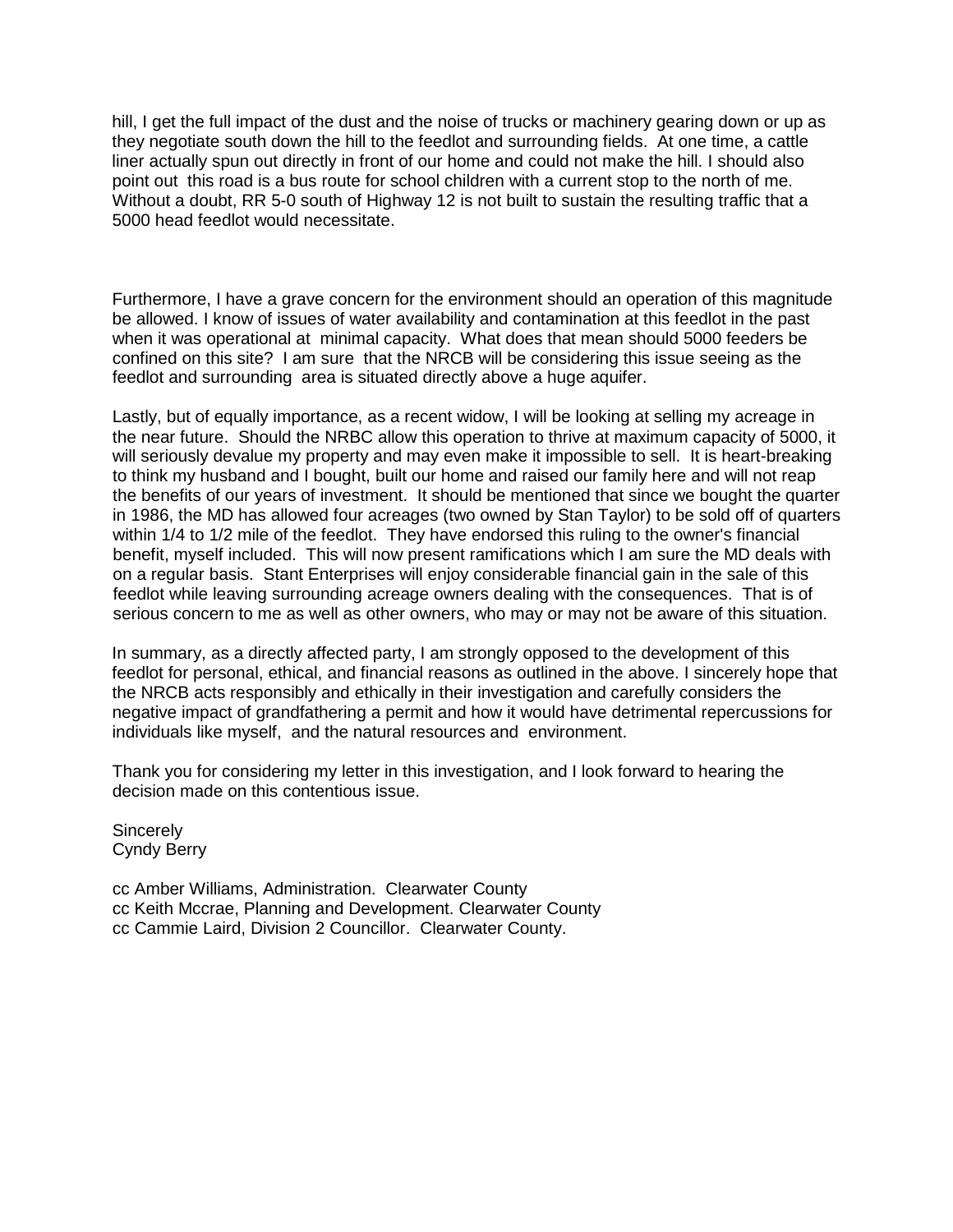hill, I get the full impact of the dust and the noise of trucks or machinery gearing down or up as they negotiate south down the hill to the feedlot and surrounding fields. At one time, a cattle liner actually spun out directly in front of our home and could not make the hill. I should also point out this road is a bus route for school children with a current stop to the north of me. Without a doubt, RR 5-0 south of Highway 12 is not built to sustain the resulting traffic that a 5000 head feedlot would necessitate.

Furthermore, I have a grave concern for the environment should an operation of this magnitude be allowed. I know of issues of water availability and contamination at this feedlot in the past when it was operational at minimal capacity. What does that mean should 5000 feeders be confined on this site? I am sure that the NRCB will be considering this issue seeing as the feedlot and surrounding area is situated directly above a huge aquifer.

Lastly, but of equally importance, as a recent widow, I will be looking at selling my acreage in the near future. Should the NRBC allow this operation to thrive at maximum capacity of 5000, it will seriously devalue my property and may even make it impossible to sell. It is heart-breaking to think my husband and I bought, built our home and raised our family here and will not reap the benefits of our years of investment. It should be mentioned that since we bought the quarter in 1986, the MD has allowed four acreages (two owned by Stan Taylor) to be sold off of quarters within 1/4 to 1/2 mile of the feedlot. They have endorsed this ruling to the owner's financial benefit, myself included. This will now present ramifications which I am sure the MD deals with on a regular basis. Stant Enterprises will enjoy considerable financial gain in the sale of this feedlot while leaving surrounding acreage owners dealing with the consequences. That is of serious concern to me as well as other owners, who may or may not be aware of this situation.

In summary, as a directly affected party, I am strongly opposed to the development of this feedlot for personal, ethical, and financial reasons as outlined in the above. I sincerely hope that the NRCB acts responsibly and ethically in their investigation and carefully considers the negative impact of grandfathering a permit and how it would have detrimental repercussions for individuals like myself, and the natural resources and environment.

Thank you for considering my letter in this investigation, and I look forward to hearing the decision made on this contentious issue.

Sincerely
Cyndy Berry

cc Amber Williams, Administration. Clearwater County
cc Keith Mccrae, Planning and Development. Clearwater County
cc Cammie Laird, Division 2 Councillor. Clearwater County.